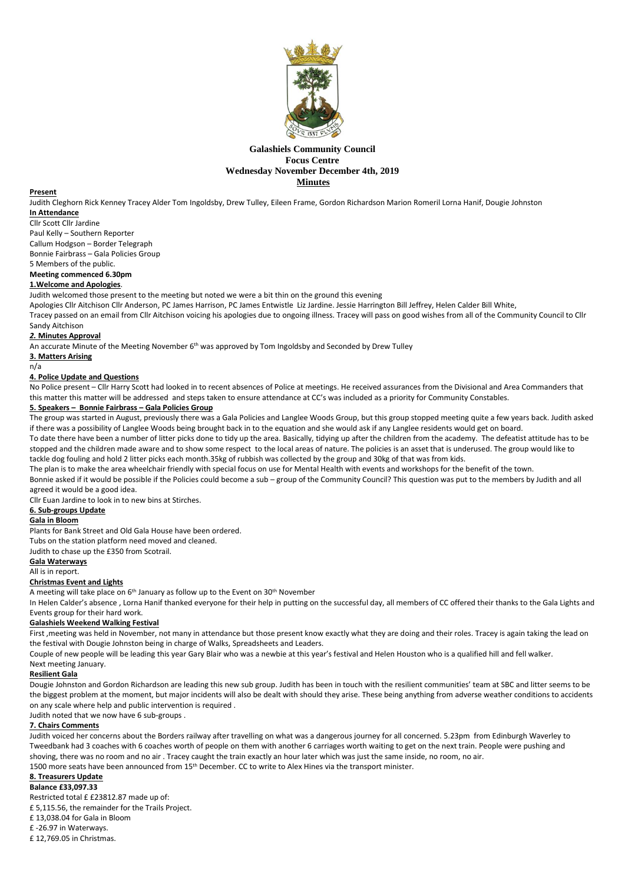**Galashiels Community Council**
**Focus Centre**
**Wednesday November December 4th, 2019**
**Minutes**

**Present**

Judith Cleghorn Rick Kenney Tracey Alder Tom Ingoldsby, Drew Tulley, Eileen Frame, Gordon Richardson Marion Romeril Lorna Hanif, Dougie Johnston

**In Attendance**

Cllr Scott Cllr Jardine
Paul Kelly – Southern Reporter
Callum Hodgson – Border Telegraph
Bonnie Fairbrass – Gala Policies Group
5 Members of the public.

**Meeting commenced 6.30pm**

**1.Welcome and Apologies**.

Judith welcomed those present to the meeting but noted we were a bit thin on the ground this evening

Apologies Cllr Aitchison Cllr Anderson, PC James Harrison, PC James Entwistle Liz Jardine. Jessie Harrington Bill Jeffrey, Helen Calder Bill White,

Tracey passed on an email from Cllr Aitchison voicing his apologies due to ongoing illness. Tracey will pass on good wishes from all of the Community Council to Cllr Sandy Aitchison

***2.* Minutes Approval**

An accurate Minute of the Meeting November 6th was approved by Tom Ingoldsby and Seconded by Drew Tulley

**3. Matters Arising**

n/a

**4. Police Update and Questions**

No Police present – Cllr Harry Scott had looked in to recent absences of Police at meetings. He received assurances from the Divisional and Area Commanders that this matter this matter will be addressed and steps taken to ensure attendance at CC's was included as a priority for Community Constables.

**5. Speakers – Bonnie Fairbrass – Gala Policies Group**

The group was started in August, previously there was a Gala Policies and Langlee Woods Group, but this group stopped meeting quite a few years back. Judith asked if there was a possibility of Langlee Woods being brought back in to the equation and she would ask if any Langlee residents would get on board.

To date there have been a number of litter picks done to tidy up the area. Basically, tidying up after the children from the academy. The defeatist attitude has to be stopped and the children made aware and to show some respect to the local areas of nature. The policies is an asset that is underused. The group would like to tackle dog fouling and hold 2 litter picks each month.35kg of rubbish was collected by the group and 30kg of that was from kids.

The plan is to make the area wheelchair friendly with special focus on use for Mental Health with events and workshops for the benefit of the town.

Bonnie asked if it would be possible if the Policies could become a sub – group of the Community Council? This question was put to the members by Judith and all agreed it would be a good idea.

Cllr Euan Jardine to look in to new bins at Stirches.

**6. Sub-groups Update**

**Gala in Bloom**

Plants for Bank Street and Old Gala House have been ordered.

Tubs on the station platform need moved and cleaned.

Judith to chase up the £350 from Scotrail.

**Gala Waterways**

All is in report.

**Christmas Event and Lights**

A meeting will take place on 6th January as follow up to the Event on 30th November

In Helen Calder's absence , Lorna Hanif thanked everyone for their help in putting on the successful day, all members of CC offered their thanks to the Gala Lights and Events group for their hard work.

**Galashiels Weekend Walking Festival**

First ,meeting was held in November, not many in attendance but those present know exactly what they are doing and their roles. Tracey is again taking the lead on the festival with Dougie Johnston being in charge of Walks, Spreadsheets and Leaders.

Couple of new people will be leading this year Gary Blair who was a newbie at this year's festival and Helen Houston who is a qualified hill and fell walker.

Next meeting January.

**Resilient Gala**

Dougie Johnston and Gordon Richardson are leading this new sub group. Judith has been in touch with the resilient communities' team at SBC and litter seems to be the biggest problem at the moment, but major incidents will also be dealt with should they arise. These being anything from adverse weather conditions to accidents on any scale where help and public intervention is required .

Judith noted that we now have 6 sub-groups .

**7. Chairs Comments**

Judith voiced her concerns about the Borders railway after travelling on what was a dangerous journey for all concerned. 5.23pm from Edinburgh Waverley to Tweedbank had 3 coaches with 6 coaches worth of people on them with another 6 carriages worth waiting to get on the next train. People were pushing and shoving, there was no room and no air . Tracey caught the train exactly an hour later which was just the same inside, no room, no air.

1500 more seats have been announced from 15th December. CC to write to Alex Hines via the transport minister.

**8. Treasurers Update**

**Balance £33,097.33**

Restricted total £ £23812.87 made up of:

£ 5,115.56, the remainder for the Trails Project.

£ 13,038.04 for Gala in Bloom

£ -26.97 in Waterways.

£ 12,769.05 in Christmas.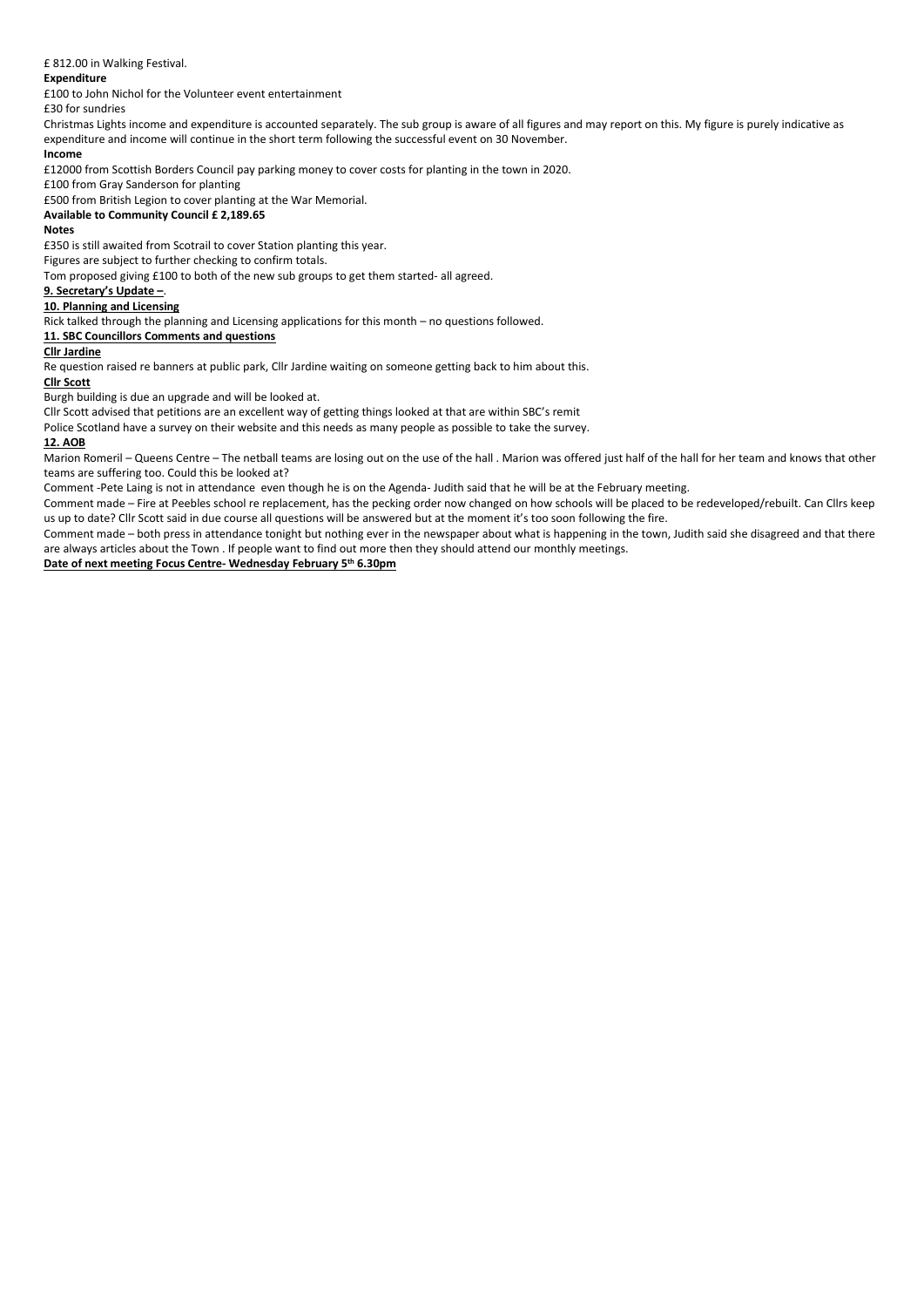£ 812.00 in Walking Festival.

**Expenditure**

£100 to John Nichol for the Volunteer event entertainment

£30 for sundries

Christmas Lights income and expenditure is accounted separately. The sub group is aware of all figures and may report on this. My figure is purely indicative as expenditure and income will continue in the short term following the successful event on 30 November.

**Income**

£12000 from Scottish Borders Council pay parking money to cover costs for planting in the town in 2020.

£100 from Gray Sanderson for planting

£500 from British Legion to cover planting at the War Memorial.

**Available to Community Council £ 2,189.65**

**Notes**

£350 is still awaited from Scotrail to cover Station planting this year.

Figures are subject to further checking to confirm totals.

Tom proposed giving £100 to both of the new sub groups to get them started- all agreed.

**9. Secretary's Update –**.

**10. Planning and Licensing**

Rick talked through the planning and Licensing applications for this month – no questions followed.

**11. SBC Councillors Comments and questions**

**Cllr Jardine**

Re question raised re banners at public park, Cllr Jardine waiting on someone getting back to him about this.

**Cllr Scott**

Burgh building is due an upgrade and will be looked at.

Cllr Scott advised that petitions are an excellent way of getting things looked at that are within SBC's remit

Police Scotland have a survey on their website and this needs as many people as possible to take the survey.

**12. AOB**

Marion Romeril – Queens Centre – The netball teams are losing out on the use of the hall . Marion was offered just half of the hall for her team and knows that other teams are suffering too. Could this be looked at?

Comment -Pete Laing is not in attendance even though he is on the Agenda- Judith said that he will be at the February meeting.

Comment made – Fire at Peebles school re replacement, has the pecking order now changed on how schools will be placed to be redeveloped/rebuilt. Can Cllrs keep us up to date? Cllr Scott said in due course all questions will be answered but at the moment it's too soon following the fire.

Comment made – both press in attendance tonight but nothing ever in the newspaper about what is happening in the town, Judith said she disagreed and that there are always articles about the Town . If people want to find out more then they should attend our monthly meetings.

**Date of next meeting Focus Centre- Wednesday February 5th 6.30pm**